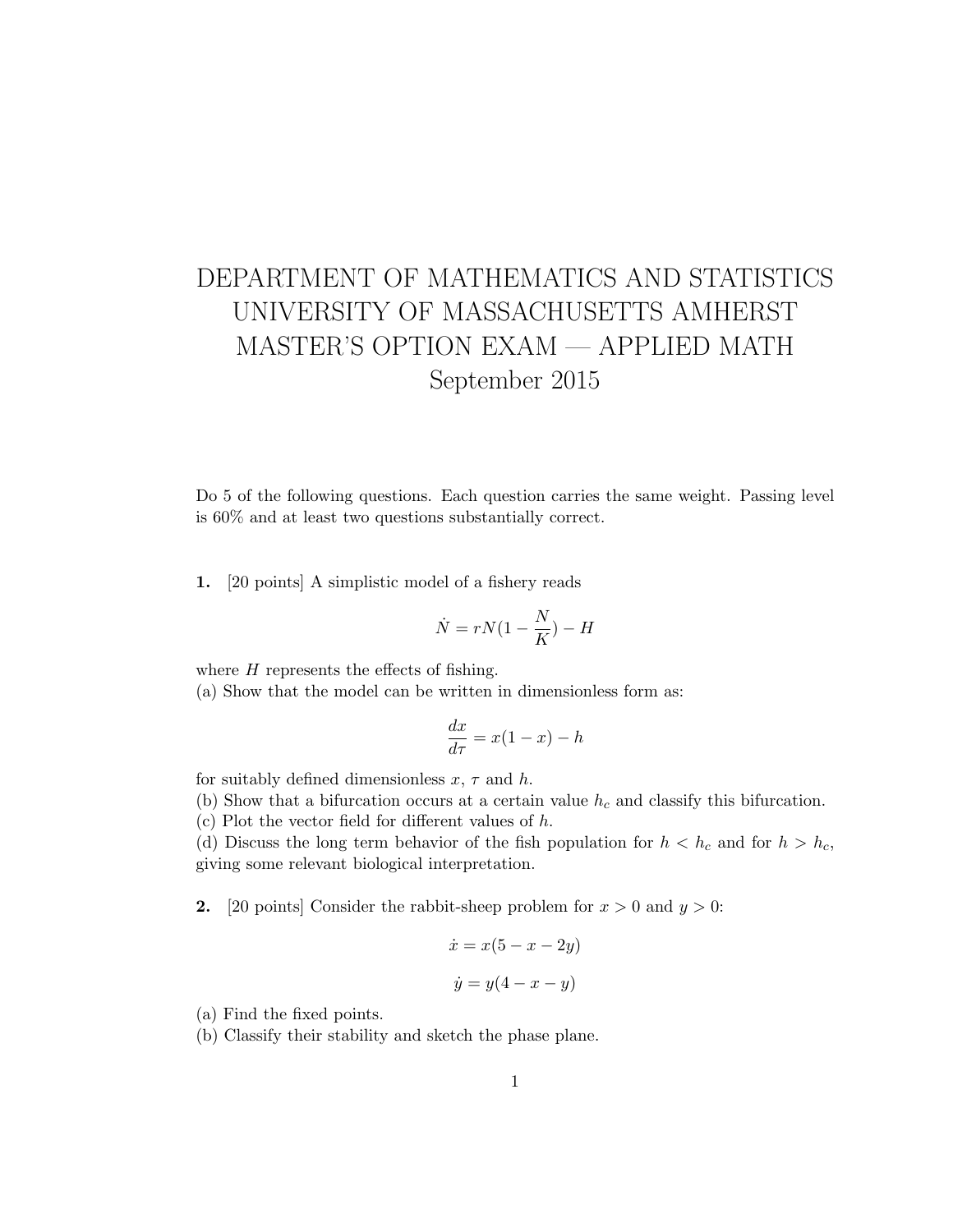# DEPARTMENT OF MATHEMATICS AND STATISTICS
# UNIVERSITY OF MASSACHUSETTS AMHERST
# MASTER'S OPTION EXAM — APPLIED MATH
# September 2015

Do 5 of the following questions. Each question carries the same weight. Passing level is 60% and at least two questions substantially correct.

**1.** [20 points] A simplistic model of a fishery reads

$$\dot{N} = rN(1 - \frac{N}{K}) - H$$

where $H$ represents the effects of fishing.

(a) Show that the model can be written in dimensionless form as:

$$\frac{dx}{d\tau} = x(1 - x) - h$$

for suitably defined dimensionless $x$, $\tau$ and $h$.

(b) Show that a bifurcation occurs at a certain value $h_c$ and classify this bifurcation.

(c) Plot the vector field for different values of $h$.

(d) Discuss the long term behavior of the fish population for $h < h_c$ and for $h > h_c$, giving some relevant biological interpretation.

**2.** [20 points] Consider the rabbit-sheep problem for $x > 0$ and $y > 0$:

$$\dot{x} = x(5 - x - 2y)$$

$$\dot{y} = y(4 - x - y)$$

(a) Find the fixed points.

(b) Classify their stability and sketch the phase plane.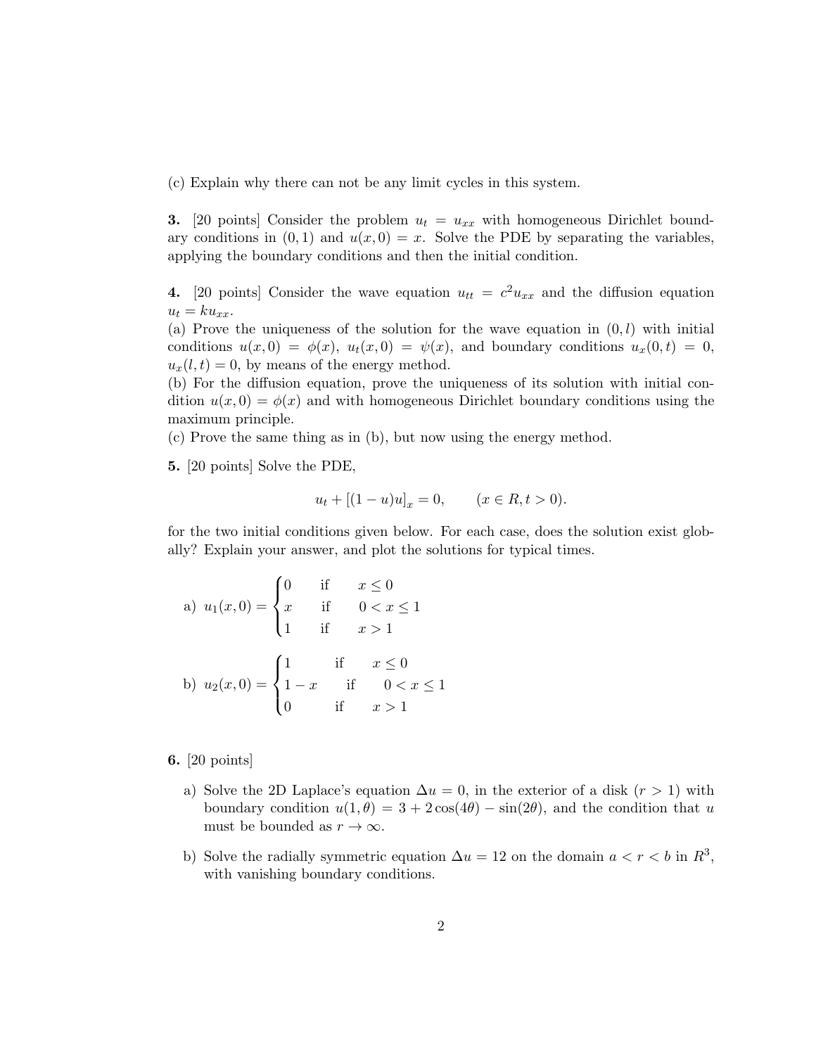(c) Explain why there can not be any limit cycles in this system.

**3.** [20 points] Consider the problem $u_t = u_{xx}$ with homogeneous Dirichlet boundary conditions in $(0, 1)$ and $u(x, 0) = x$. Solve the PDE by separating the variables, applying the boundary conditions and then the initial condition.

**4.** [20 points] Consider the wave equation $u_{tt} = c^2 u_{xx}$ and the diffusion equation $u_t = k u_{xx}$.

(a) Prove the uniqueness of the solution for the wave equation in $(0, l)$ with initial conditions $u(x, 0) = \phi(x)$, $u_t(x, 0) = \psi(x)$, and boundary conditions $u_x(0, t) = 0$, $u_x(l, t) = 0$, by means of the energy method.

(b) For the diffusion equation, prove the uniqueness of its solution with initial condition $u(x, 0) = \phi(x)$ and with homogeneous Dirichlet boundary conditions using the maximum principle.

(c) Prove the same thing as in (b), but now using the energy method.

**5.** [20 points] Solve the PDE,

$$u_t + [(1-u)u]_x = 0, \qquad (x \in R, t > 0).$$

for the two initial conditions given below. For each case, does the solution exist globally? Explain your answer, and plot the solutions for typical times.

a) $u_1(x, 0) = \begin{cases} 0 & \text{if} \quad x \leq 0 \\ x & \text{if} \quad 0 < x \leq 1 \\ 1 & \text{if} \quad x > 1 \end{cases}$

b) $u_2(x, 0) = \begin{cases} 1 & \text{if} \quad x \leq 0 \\ 1 - x & \text{if} \quad 0 < x \leq 1 \\ 0 & \text{if} \quad x > 1 \end{cases}$

**6.** [20 points]

a) Solve the 2D Laplace's equation $\Delta u = 0$, in the exterior of a disk $(r > 1)$ with boundary condition $u(1, \theta) = 3 + 2\cos(4\theta) - \sin(2\theta)$, and the condition that $u$ must be bounded as $r \to \infty$.

b) Solve the radially symmetric equation $\Delta u = 12$ on the domain $a < r < b$ in $R^3$, with vanishing boundary conditions.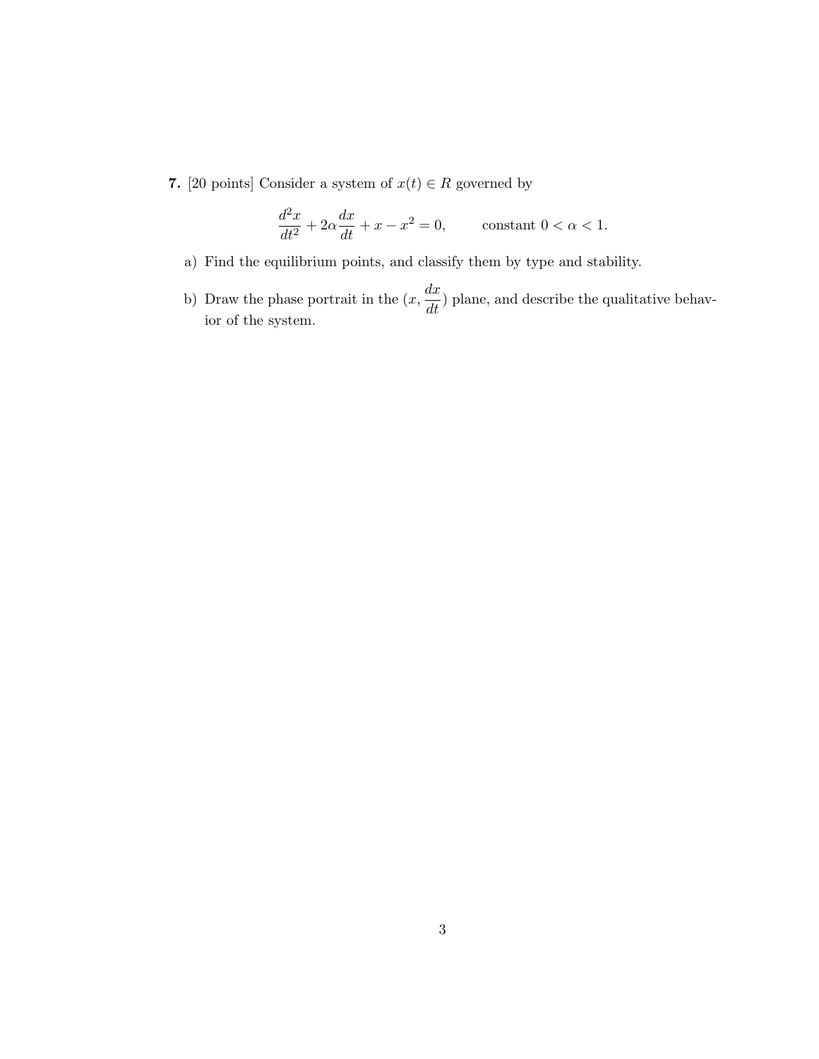**7.** [20 points] Consider a system of $x(t) \in R$ governed by

$$\frac{d^2x}{dt^2} + 2\alpha \frac{dx}{dt} + x - x^2 = 0, \qquad \text{constant } 0 < \alpha < 1.$$

a) Find the equilibrium points, and classify them by type and stability.

b) Draw the phase portrait in the $(x, \frac{dx}{dt})$ plane, and describe the qualitative behavior of the system.